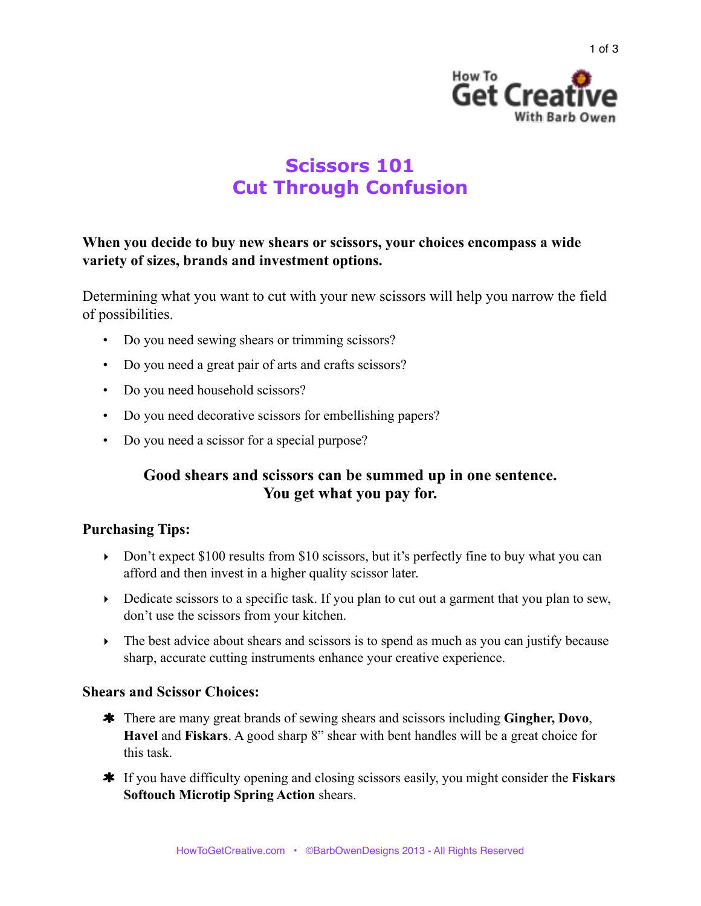How To **Get Creative** With Barb Owen

# Scissors 101
# Cut Through Confusion

**When you decide to buy new shears or scissors, your choices encompass a wide variety of sizes, brands and investment options.**

Determining what you want to cut with your new scissors will help you narrow the field of possibilities.

- Do you need sewing shears or trimming scissors?
- Do you need a great pair of arts and crafts scissors?
- Do you need household scissors?
- Do you need decorative scissors for embellishing papers?
- Do you need a scissor for a special purpose?

**Good shears and scissors can be summed up in one sentence.
You get what you pay for.**

### Purchasing Tips:

- Don't expect $100 results from $10 scissors, but it's perfectly fine to buy what you can afford and then invest in a higher quality scissor later.
- Dedicate scissors to a specific task. If you plan to cut out a garment that you plan to sew, don't use the scissors from your kitchen.
- The best advice about shears and scissors is to spend as much as you can justify because sharp, accurate cutting instruments enhance your creative experience.

### Shears and Scissor Choices:

- There are many great brands of sewing shears and scissors including **Gingher, Dovo**, **Havel** and **Fiskars**. A good sharp 8" shear with bent handles will be a great choice for this task.
- If you have difficulty opening and closing scissors easily, you might consider the **Fiskars Softouch Microtip Spring Action** shears.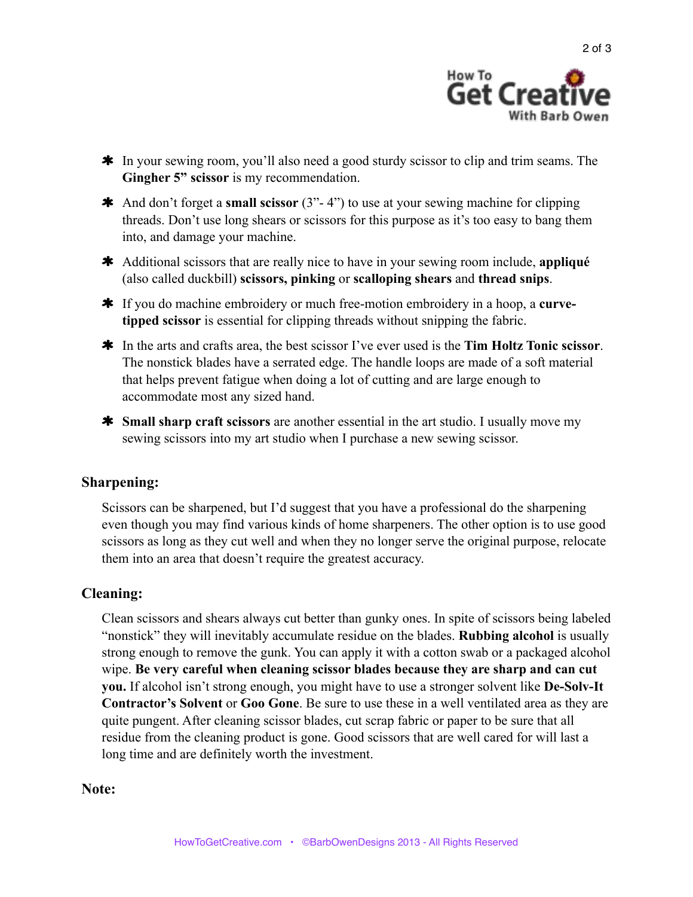- In your sewing room, you'll also need a good sturdy scissor to clip and trim seams. The **Gingher 5" scissor** is my recommendation.
- And don't forget a **small scissor** (3"- 4") to use at your sewing machine for clipping threads. Don't use long shears or scissors for this purpose as it's too easy to bang them into, and damage your machine.
- Additional scissors that are really nice to have in your sewing room include, **appliqué** (also called duckbill) **scissors, pinking** or **scalloping shears** and **thread snips**.
- If you do machine embroidery or much free-motion embroidery in a hoop, a **curve-tipped scissor** is essential for clipping threads without snipping the fabric.
- In the arts and crafts area, the best scissor I've ever used is the **Tim Holtz Tonic scissor**. The nonstick blades have a serrated edge. The handle loops are made of a soft material that helps prevent fatigue when doing a lot of cutting and are large enough to accommodate most any sized hand.
- **Small sharp craft scissors** are another essential in the art studio. I usually move my sewing scissors into my art studio when I purchase a new sewing scissor.

## Sharpening:

Scissors can be sharpened, but I'd suggest that you have a professional do the sharpening even though you may find various kinds of home sharpeners. The other option is to use good scissors as long as they cut well and when they no longer serve the original purpose, relocate them into an area that doesn't require the greatest accuracy.

## Cleaning:

Clean scissors and shears always cut better than gunky ones. In spite of scissors being labeled "nonstick" they will inevitably accumulate residue on the blades. **Rubbing alcohol** is usually strong enough to remove the gunk. You can apply it with a cotton swab or a packaged alcohol wipe. **Be very careful when cleaning scissor blades because they are sharp and can cut you.** If alcohol isn't strong enough, you might have to use a stronger solvent like **De-Solv-It Contractor's Solvent** or **Goo Gone**. Be sure to use these in a well ventilated area as they are quite pungent. After cleaning scissor blades, cut scrap fabric or paper to be sure that all residue from the cleaning product is gone. Good scissors that are well cared for will last a long time and are definitely worth the investment.

## Note: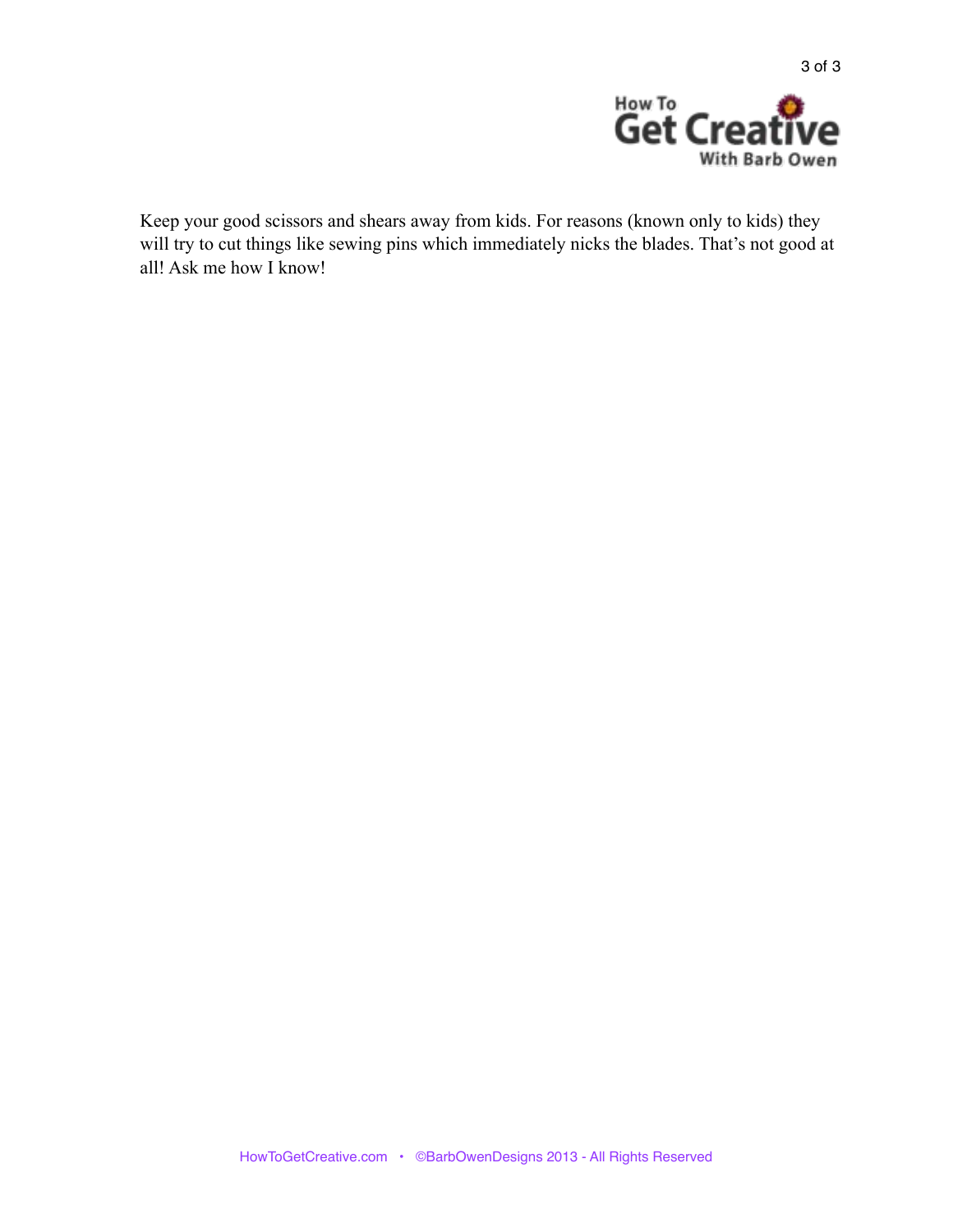Keep your good scissors and shears away from kids. For reasons (known only to kids) they will try to cut things like sewing pins which immediately nicks the blades. That's not good at all! Ask me how I know!